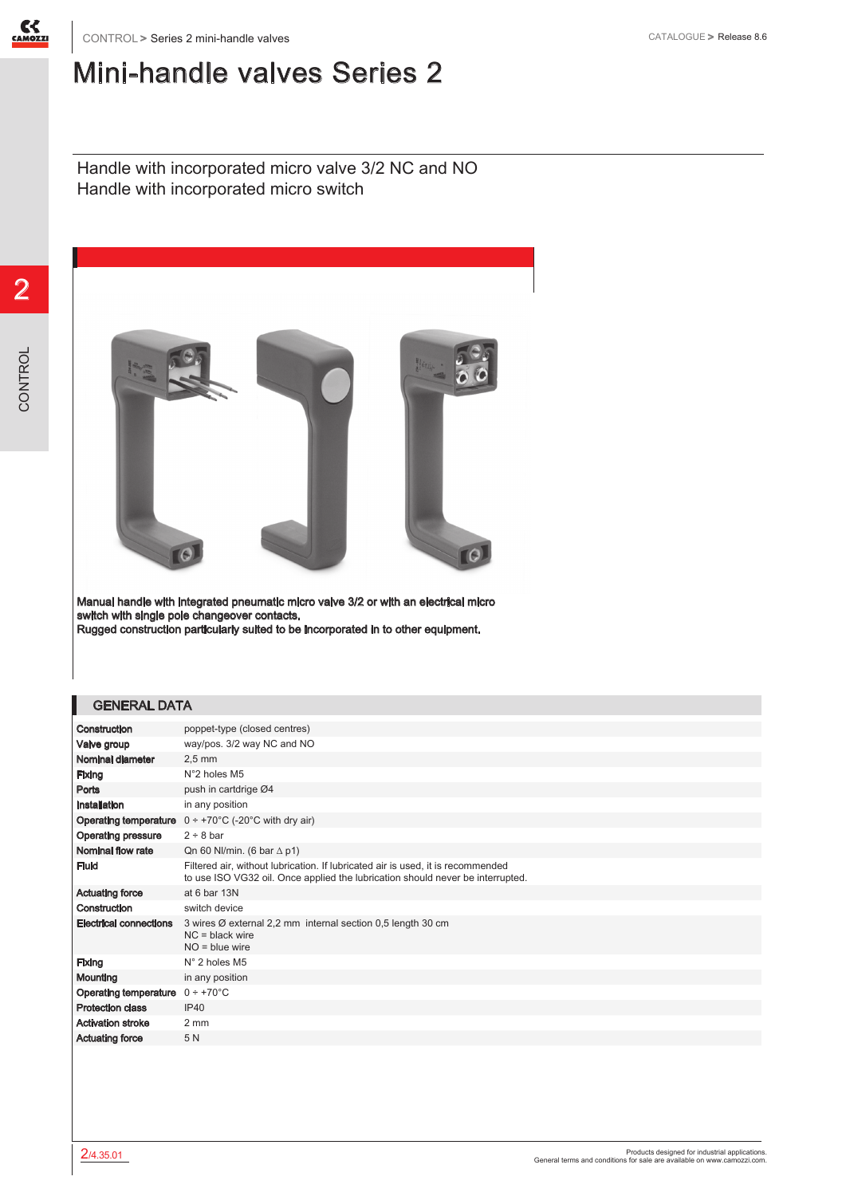# Mini-handle valves Series 2

Handle with incorporated micro valve 3/2 NC and NO
Handle with incorporated micro switch

**Manual handle with integrated pneumatic micro valve 3/2 or with an electrical micro switch with single pole changeover contacts.**
**Rugged construction particularly suited to be incorporated in to other equipment.**

## GENERAL DATA

| | |
|---|---|
| **Construction** | poppet-type (closed centres) |
| **Valve group** | way/pos. 3/2 way NC and NO |
| **Nominal diameter** | 2,5 mm |
| **Fixing** | N°2 holes M5 |
| **Ports** | push in cartridge Ø4 |
| **Installation** | in any position |
| **Operating temperature** | 0 ÷ +70°C (-20°C with dry air) |
| **Operating pressure** | 2 ÷ 8 bar |
| **Nominal flow rate** | Qn 60 Nl/min. (6 bar $\Delta$ p1) |
| **Fluid** | Filtered air, without lubrication. If lubricated air is used, it is recommended to use ISO VG32 oil. Once applied the lubrication should never be interrupted. |
| **Actuating force** | at 6 bar 13N |
| **Construction** | switch device |
| **Electrical connections** | 3 wires Ø external 2,2 mm internal section 0,5 length 30 cm<br>NC = black wire<br>NO = blue wire |
| **Fixing** | N° 2 holes M5 |
| **Mounting** | in any position |
| **Operating temperature** | 0 ÷ +70°C |
| **Protection class** | IP40 |
| **Activation stroke** | 2 mm |
| **Actuating force** | 5 N |

Products designed for industrial applications.
General terms and conditions for sale are available on www.camozzi.com.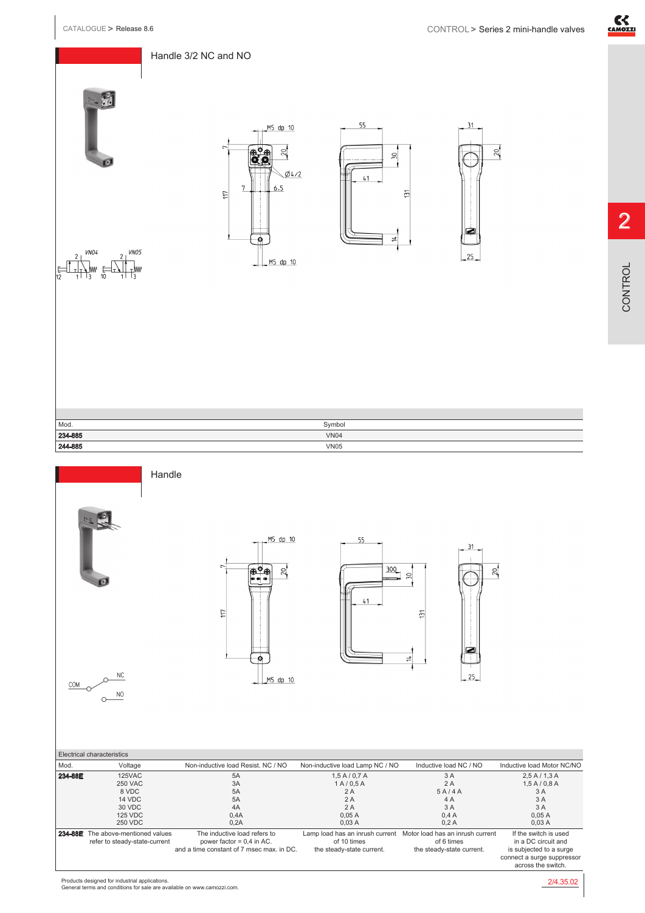## Handle 3/2 NC and NO

VN04 VN05

| Mod. | Symbol |
|---|---|
| **234-885** | VN04 |
| **244-885** | VN05 |

## Handle

COM NC NO

Electrical characteristics

| Mod. | Voltage | Non-inductive load Resist. NC / NO | Non-inductive load Lamp NC / NO | Inductive load NC / NO | Inductive load Motor NC/NO |
|---|---|---|---|---|---|
| **234-88E** | 125VAC | 5A | 1,5 A / 0,7 A | 3 A | 2,5 A / 1,3 A |
| | 250 VAC | 3A | 1 A / 0,5 A | 2 A | 1,5 A / 0,8 A |
| | 8 VDC | 5A | 2 A | 5 A / 4 A | 3 A |
| | 14 VDC | 5A | 2 A | 4 A | 3 A |
| | 30 VDC | 4A | 2 A | 3 A | 3 A |
| | 125 VDC | 0,4A | 0,05 A | 0,4 A | 0,05 A |
| | 250 VDC | 0,2A | 0,03 A | 0,2 A | 0,03 A |
| **234-88E** | The above-mentioned values refer to steady-state-current | The inductive load refers to power factor = 0,4 in AC. and a time constant of 7 msec max. in DC. | Lamp load has an inrush current of 10 times the steady-state current. | Motor load has an inrush current of 6 times the steady-state current. | If the switch is used in a DC circuit and is subjected to a surge connect a surge suppressor across the switch. |

Products designed for industrial applications.
General terms and conditions for sale are available on www.camozzi.com.